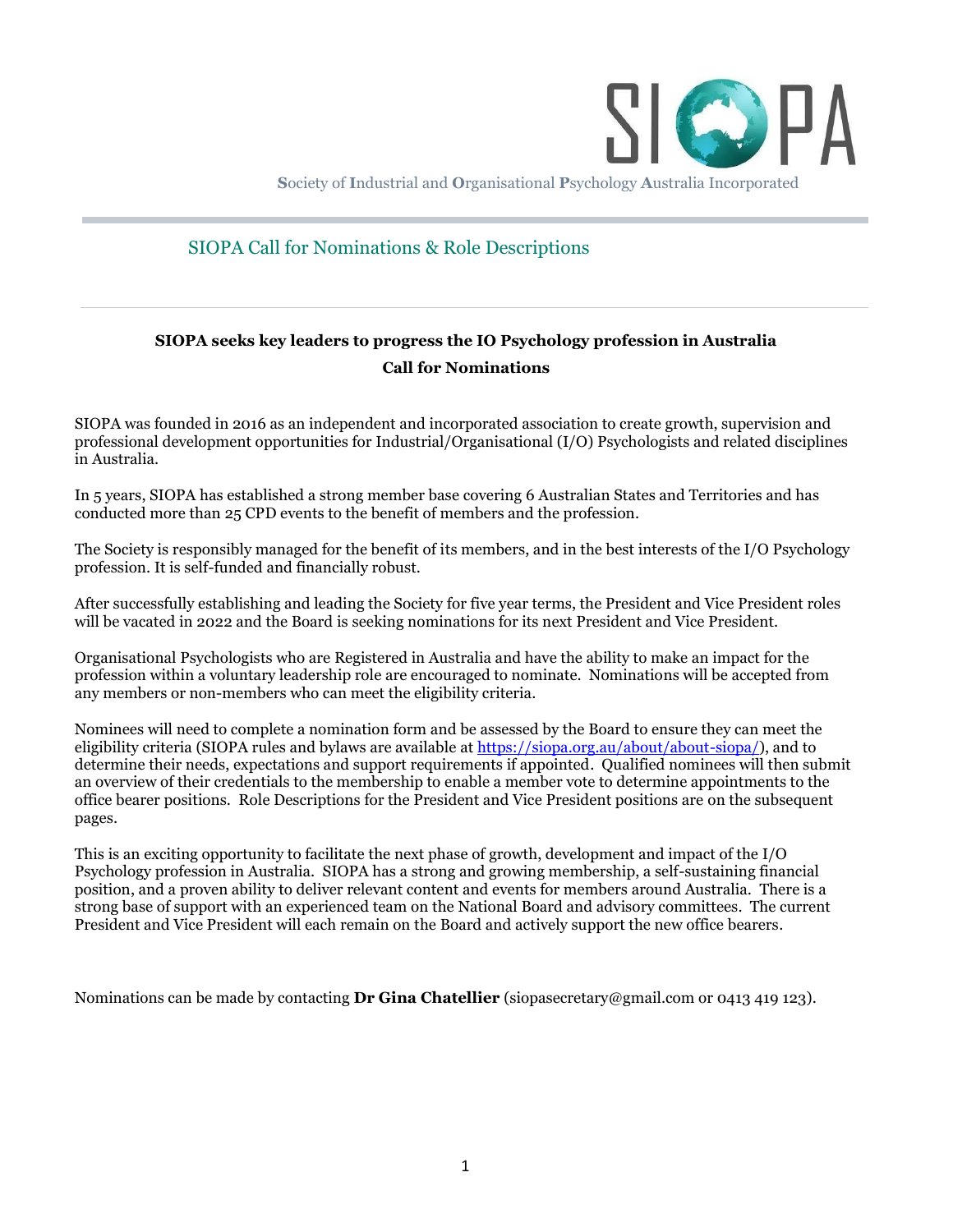SIOPA

**S**ociety of **I**ndustrial and **O**rganisational **P**sychology **A**ustralia Incorporated

# SIOPA Call for Nominations & Role Descriptions

## SIOPA seeks key leaders to progress the IO Psychology profession in Australia

## Call for Nominations

SIOPA was founded in 2016 as an independent and incorporated association to create growth, supervision and professional development opportunities for Industrial/Organisational (I/O) Psychologists and related disciplines in Australia.

In 5 years, SIOPA has established a strong member base covering 6 Australian States and Territories and has conducted more than 25 CPD events to the benefit of members and the profession.

The Society is responsibly managed for the benefit of its members, and in the best interests of the I/O Psychology profession. It is self-funded and financially robust.

After successfully establishing and leading the Society for five year terms, the President and Vice President roles will be vacated in 2022 and the Board is seeking nominations for its next President and Vice President.

Organisational Psychologists who are Registered in Australia and have the ability to make an impact for the profession within a voluntary leadership role are encouraged to nominate. Nominations will be accepted from any members or non-members who can meet the eligibility criteria.

Nominees will need to complete a nomination form and be assessed by the Board to ensure they can meet the eligibility criteria (SIOPA rules and bylaws are available at https://siopa.org.au/about/about-siopa/), and to determine their needs, expectations and support requirements if appointed. Qualified nominees will then submit an overview of their credentials to the membership to enable a member vote to determine appointments to the office bearer positions. Role Descriptions for the President and Vice President positions are on the subsequent pages.

This is an exciting opportunity to facilitate the next phase of growth, development and impact of the I/O Psychology profession in Australia. SIOPA has a strong and growing membership, a self-sustaining financial position, and a proven ability to deliver relevant content and events for members around Australia. There is a strong base of support with an experienced team on the National Board and advisory committees. The current President and Vice President will each remain on the Board and actively support the new office bearers.

Nominations can be made by contacting **Dr Gina Chatellier** (siopasecretary@gmail.com or 0413 419 123).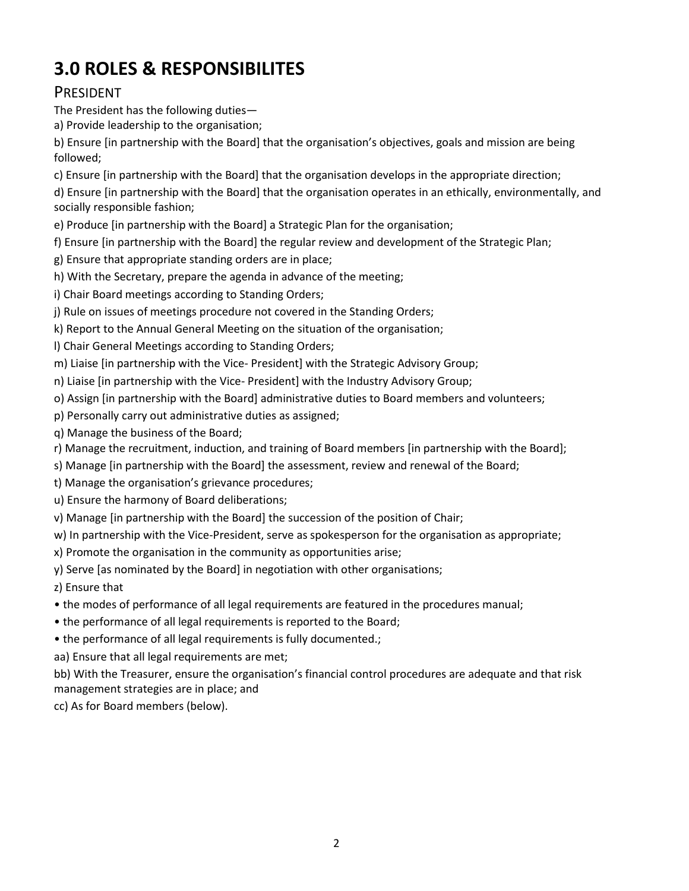# 3.0 ROLES & RESPONSIBILITES

## PRESIDENT

The President has the following duties—

a) Provide leadership to the organisation;

b) Ensure [in partnership with the Board] that the organisation's objectives, goals and mission are being followed;

c) Ensure [in partnership with the Board] that the organisation develops in the appropriate direction;

d) Ensure [in partnership with the Board] that the organisation operates in an ethically, environmentally, and socially responsible fashion;

e) Produce [in partnership with the Board] a Strategic Plan for the organisation;

f) Ensure [in partnership with the Board] the regular review and development of the Strategic Plan;

g) Ensure that appropriate standing orders are in place;

h) With the Secretary, prepare the agenda in advance of the meeting;

i) Chair Board meetings according to Standing Orders;

j) Rule on issues of meetings procedure not covered in the Standing Orders;

k) Report to the Annual General Meeting on the situation of the organisation;

l) Chair General Meetings according to Standing Orders;

m) Liaise [in partnership with the Vice- President] with the Strategic Advisory Group;

n) Liaise [in partnership with the Vice- President] with the Industry Advisory Group;

o) Assign [in partnership with the Board] administrative duties to Board members and volunteers;

p) Personally carry out administrative duties as assigned;

q) Manage the business of the Board;

r) Manage the recruitment, induction, and training of Board members [in partnership with the Board];

s) Manage [in partnership with the Board] the assessment, review and renewal of the Board;

t) Manage the organisation's grievance procedures;

u) Ensure the harmony of Board deliberations;

v) Manage [in partnership with the Board] the succession of the position of Chair;

w) In partnership with the Vice-President, serve as spokesperson for the organisation as appropriate;

x) Promote the organisation in the community as opportunities arise;

y) Serve [as nominated by the Board] in negotiation with other organisations;

z) Ensure that

- the modes of performance of all legal requirements are featured in the procedures manual;
- the performance of all legal requirements is reported to the Board;
- the performance of all legal requirements is fully documented.;

aa) Ensure that all legal requirements are met;

bb) With the Treasurer, ensure the organisation's financial control procedures are adequate and that risk management strategies are in place; and

cc) As for Board members (below).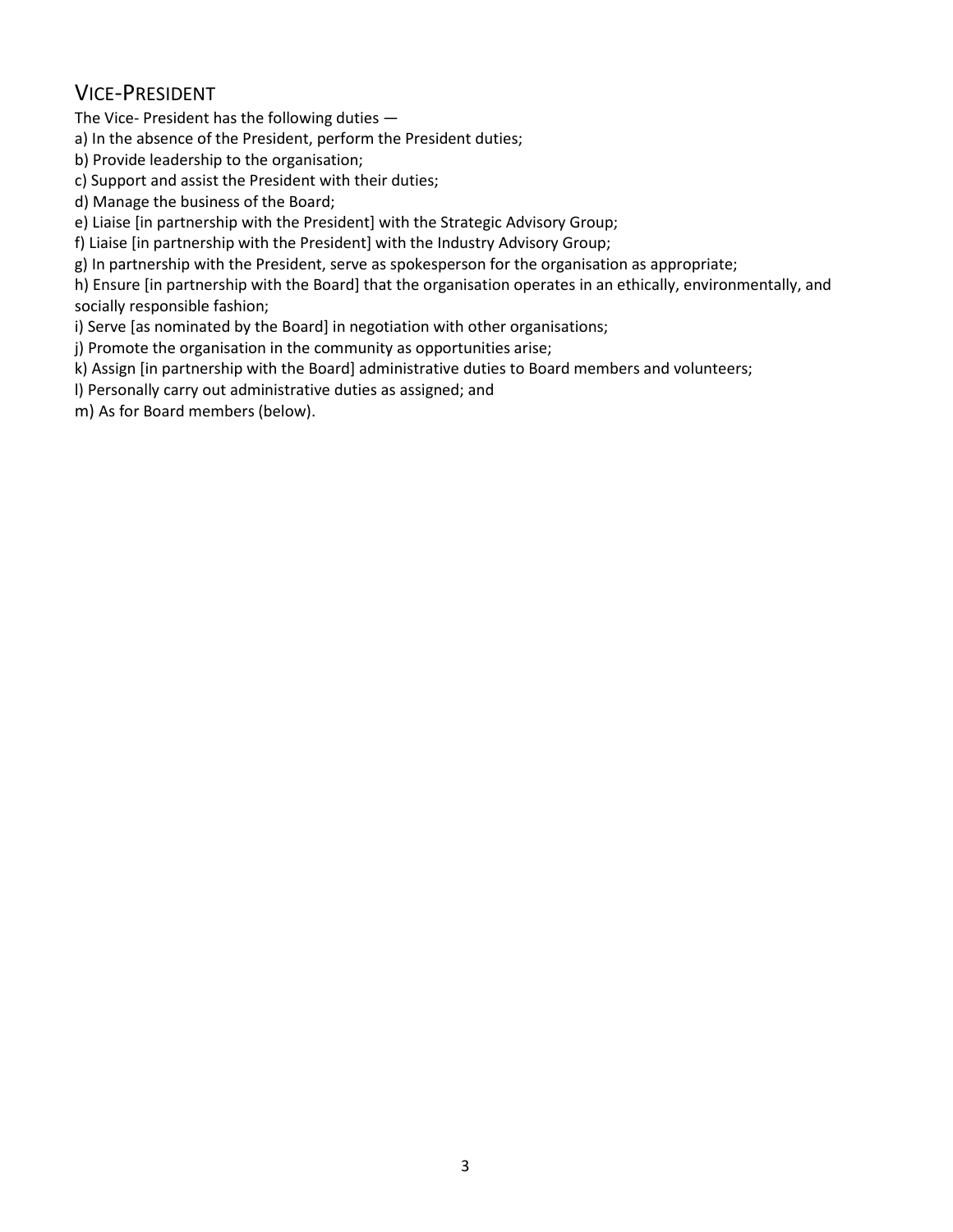## VICE-PRESIDENT

The Vice- President has the following duties —

a) In the absence of the President, perform the President duties;

b) Provide leadership to the organisation;

c) Support and assist the President with their duties;

d) Manage the business of the Board;

e) Liaise [in partnership with the President] with the Strategic Advisory Group;

f) Liaise [in partnership with the President] with the Industry Advisory Group;

g) In partnership with the President, serve as spokesperson for the organisation as appropriate;

h) Ensure [in partnership with the Board] that the organisation operates in an ethically, environmentally, and socially responsible fashion;

i) Serve [as nominated by the Board] in negotiation with other organisations;

j) Promote the organisation in the community as opportunities arise;

k) Assign [in partnership with the Board] administrative duties to Board members and volunteers;

l) Personally carry out administrative duties as assigned; and

m) As for Board members (below).